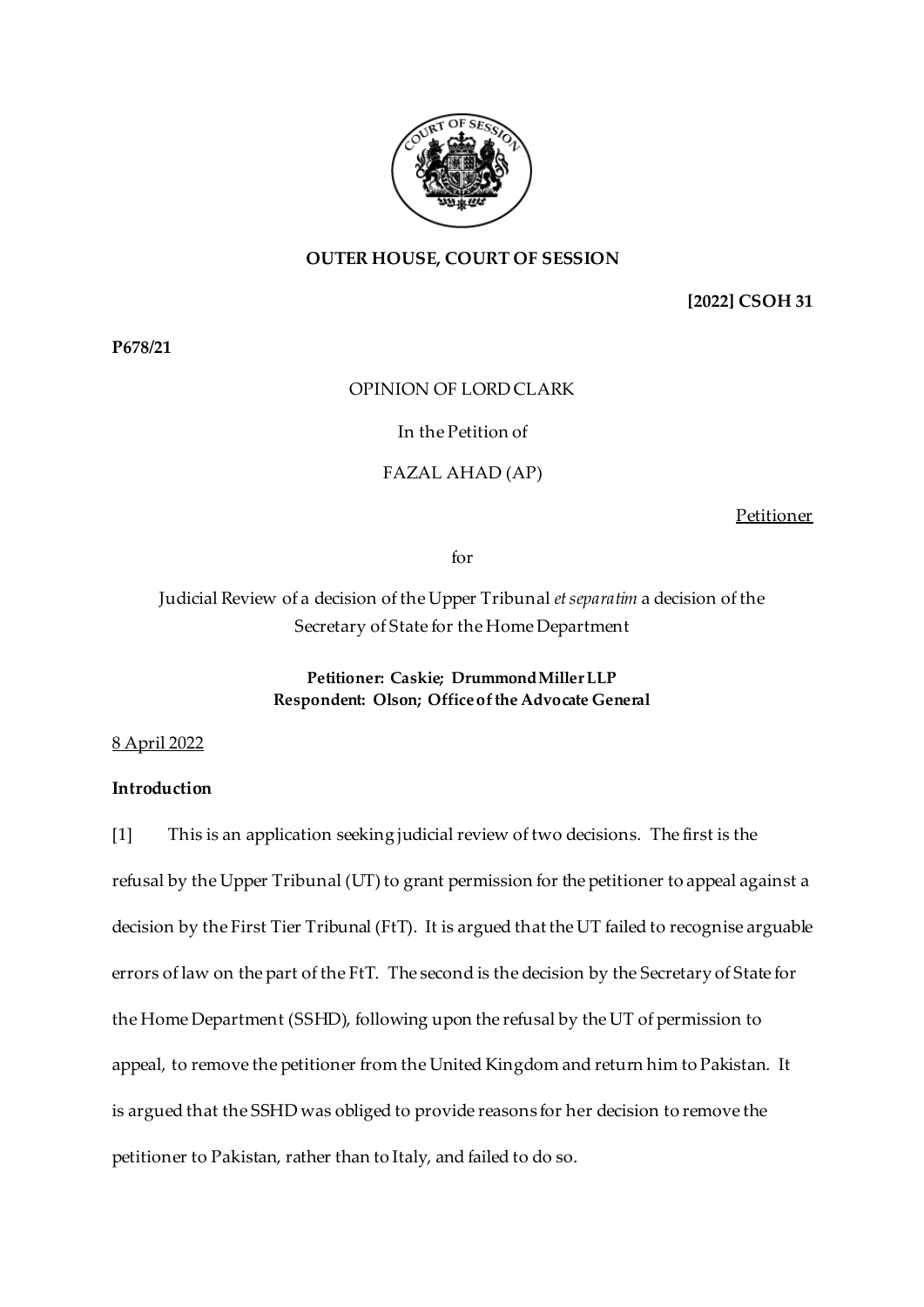**OUTER HOUSE, COURT OF SESSION**

**[2022] CSOH 31**

**P678/21**

OPINION OF LORD CLARK

In the Petition of

FAZAL AHAD (AP)

Petitioner

for

Judicial Review of a decision of the Upper Tribunal *et separatim* a decision of the Secretary of State for the Home Department

**Petitioner: Caskie; Drummond Miller LLP**
**Respondent: Olson; Office of the Advocate General**

8 April 2022

**Introduction**

[1] This is an application seeking judicial review of two decisions. The first is the refusal by the Upper Tribunal (UT) to grant permission for the petitioner to appeal against a decision by the First Tier Tribunal (FtT). It is argued that the UT failed to recognise arguable errors of law on the part of the FtT. The second is the decision by the Secretary of State for the Home Department (SSHD), following upon the refusal by the UT of permission to appeal, to remove the petitioner from the United Kingdom and return him to Pakistan. It is argued that the SSHD was obliged to provide reasons for her decision to remove the petitioner to Pakistan, rather than to Italy, and failed to do so.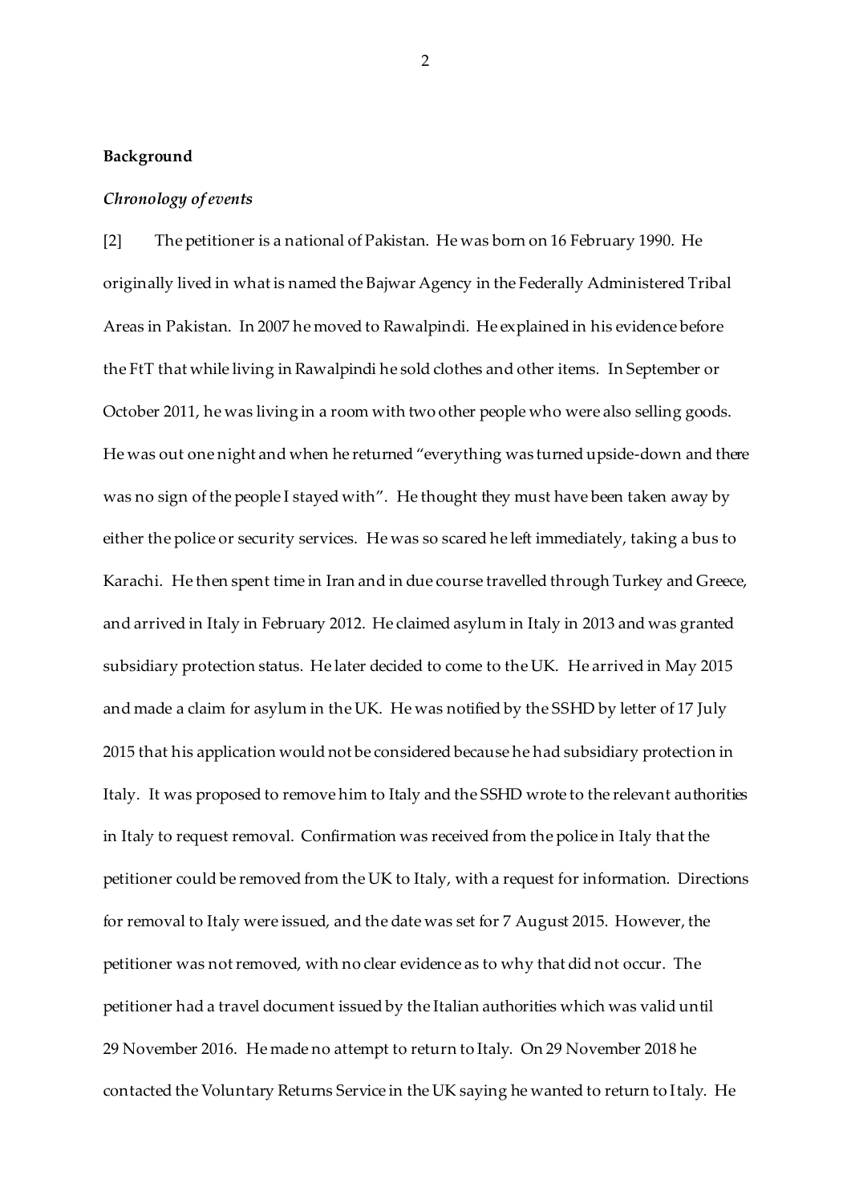**Background**

*Chronology of events*

[2] The petitioner is a national of Pakistan. He was born on 16 February 1990. He originally lived in what is named the Bajwar Agency in the Federally Administered Tribal Areas in Pakistan. In 2007 he moved to Rawalpindi. He explained in his evidence before the FtT that while living in Rawalpindi he sold clothes and other items. In September or October 2011, he was living in a room with two other people who were also selling goods. He was out one night and when he returned "everything was turned upside-down and there was no sign of the people I stayed with". He thought they must have been taken away by either the police or security services. He was so scared he left immediately, taking a bus to Karachi. He then spent time in Iran and in due course travelled through Turkey and Greece, and arrived in Italy in February 2012. He claimed asylum in Italy in 2013 and was granted subsidiary protection status. He later decided to come to the UK. He arrived in May 2015 and made a claim for asylum in the UK. He was notified by the SSHD by letter of 17 July 2015 that his application would not be considered because he had subsidiary protection in Italy. It was proposed to remove him to Italy and the SSHD wrote to the relevant authorities in Italy to request removal. Confirmation was received from the police in Italy that the petitioner could be removed from the UK to Italy, with a request for information. Directions for removal to Italy were issued, and the date was set for 7 August 2015. However, the petitioner was not removed, with no clear evidence as to why that did not occur. The petitioner had a travel document issued by the Italian authorities which was valid until 29 November 2016. He made no attempt to return to Italy. On 29 November 2018 he contacted the Voluntary Returns Service in the UK saying he wanted to return to Italy. He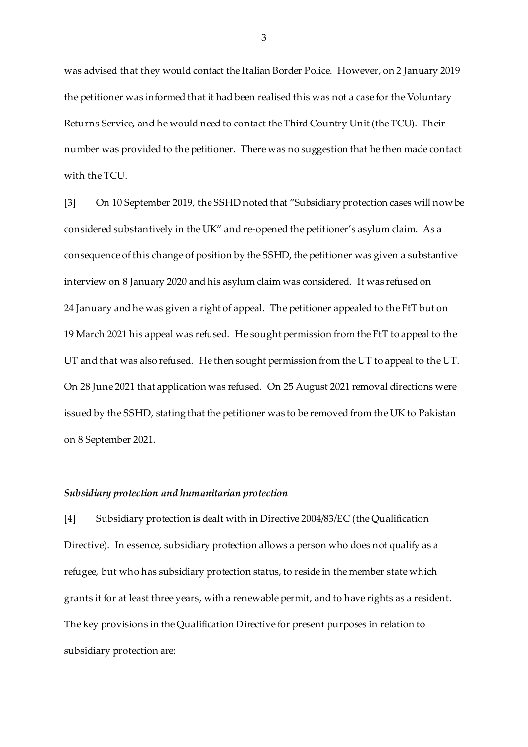was advised that they would contact the Italian Border Police. However, on 2 January 2019 the petitioner was informed that it had been realised this was not a case for the Voluntary Returns Service, and he would need to contact the Third Country Unit (the TCU). Their number was provided to the petitioner. There was no suggestion that he then made contact with the TCU.

[3] On 10 September 2019, the SSHD noted that "Subsidiary protection cases will now be considered substantively in the UK" and re-opened the petitioner's asylum claim. As a consequence of this change of position by the SSHD, the petitioner was given a substantive interview on 8 January 2020 and his asylum claim was considered. It was refused on 24 January and he was given a right of appeal. The petitioner appealed to the FtT but on 19 March 2021 his appeal was refused. He sought permission from the FtT to appeal to the UT and that was also refused. He then sought permission from the UT to appeal to the UT. On 28 June 2021 that application was refused. On 25 August 2021 removal directions were issued by the SSHD, stating that the petitioner was to be removed from the UK to Pakistan on 8 September 2021.

***Subsidiary protection and humanitarian protection***

[4] Subsidiary protection is dealt with in Directive 2004/83/EC (the Qualification Directive). In essence, subsidiary protection allows a person who does not qualify as a refugee, but who has subsidiary protection status, to reside in the member state which grants it for at least three years, with a renewable permit, and to have rights as a resident. The key provisions in the Qualification Directive for present purposes in relation to subsidiary protection are: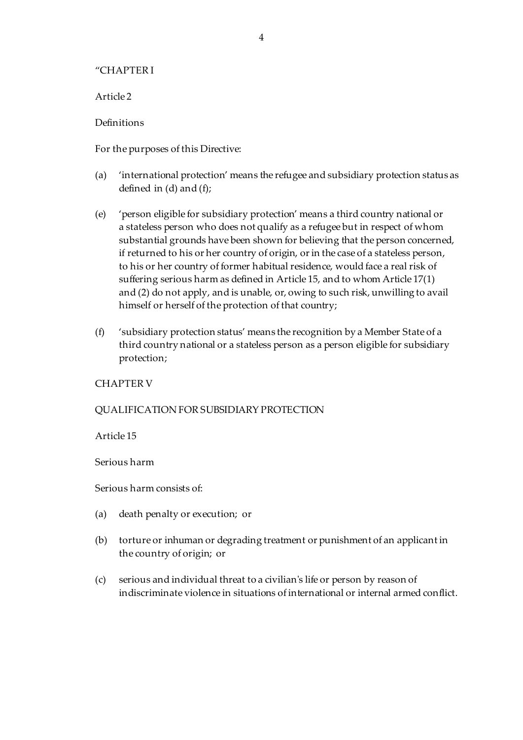"CHAPTER I

Article 2

Definitions

For the purposes of this Directive:

(a) 'international protection' means the refugee and subsidiary protection status as defined in (d) and (f);

(e) 'person eligible for subsidiary protection' means a third country national or a stateless person who does not qualify as a refugee but in respect of whom substantial grounds have been shown for believing that the person concerned, if returned to his or her country of origin, or in the case of a stateless person, to his or her country of former habitual residence, would face a real risk of suffering serious harm as defined in Article 15, and to whom Article 17(1) and (2) do not apply, and is unable, or, owing to such risk, unwilling to avail himself or herself of the protection of that country;

(f) 'subsidiary protection status' means the recognition by a Member State of a third country national or a stateless person as a person eligible for subsidiary protection;

CHAPTER V

QUALIFICATION FOR SUBSIDIARY PROTECTION

Article 15

Serious harm

Serious harm consists of:

(a) death penalty or execution; or

(b) torture or inhuman or degrading treatment or punishment of an applicant in the country of origin; or

(c) serious and individual threat to a civilian's life or person by reason of indiscriminate violence in situations of international or internal armed conflict.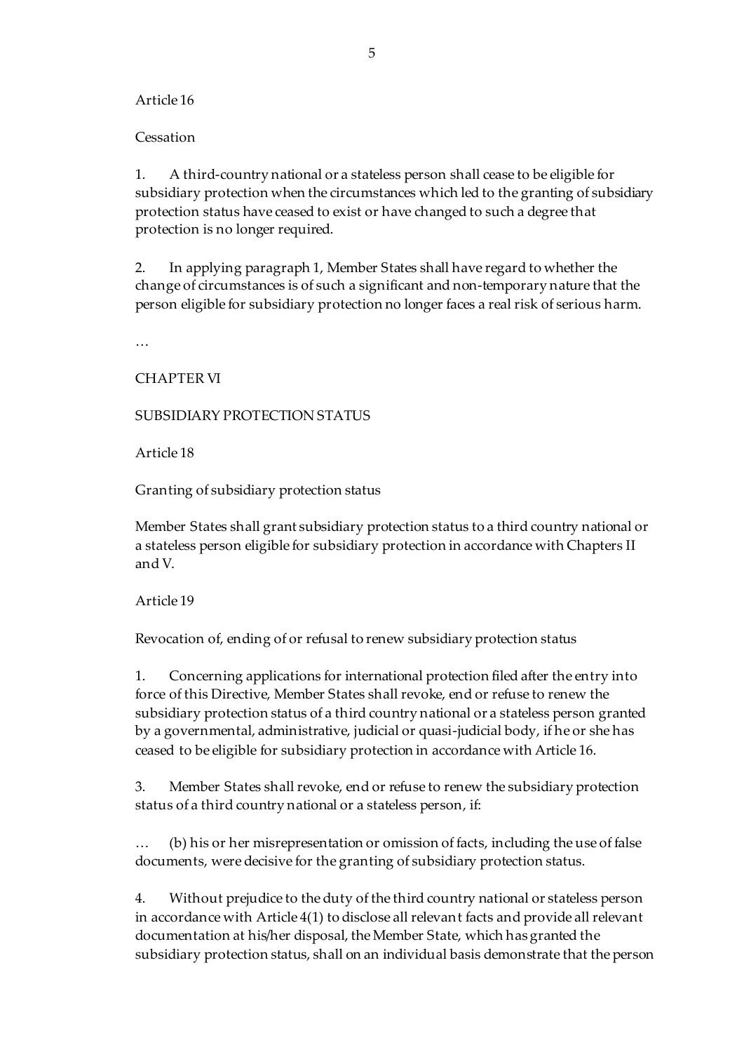Article 16

Cessation

1. A third-country national or a stateless person shall cease to be eligible for subsidiary protection when the circumstances which led to the granting of subsidiary protection status have ceased to exist or have changed to such a degree that protection is no longer required.

2. In applying paragraph 1, Member States shall have regard to whether the change of circumstances is of such a significant and non-temporary nature that the person eligible for subsidiary protection no longer faces a real risk of serious harm.

…

CHAPTER VI

SUBSIDIARY PROTECTION STATUS

Article 18

Granting of subsidiary protection status

Member States shall grant subsidiary protection status to a third country national or a stateless person eligible for subsidiary protection in accordance with Chapters II and V.

Article 19

Revocation of, ending of or refusal to renew subsidiary protection status

1. Concerning applications for international protection filed after the entry into force of this Directive, Member States shall revoke, end or refuse to renew the subsidiary protection status of a third country national or a stateless person granted by a governmental, administrative, judicial or quasi-judicial body, if he or she has ceased to be eligible for subsidiary protection in accordance with Article 16.

3. Member States shall revoke, end or refuse to renew the subsidiary protection status of a third country national or a stateless person, if:

… (b) his or her misrepresentation or omission of facts, including the use of false documents, were decisive for the granting of subsidiary protection status.

4. Without prejudice to the duty of the third country national or stateless person in accordance with Article 4(1) to disclose all relevant facts and provide all relevant documentation at his/her disposal, the Member State, which has granted the subsidiary protection status, shall on an individual basis demonstrate that the person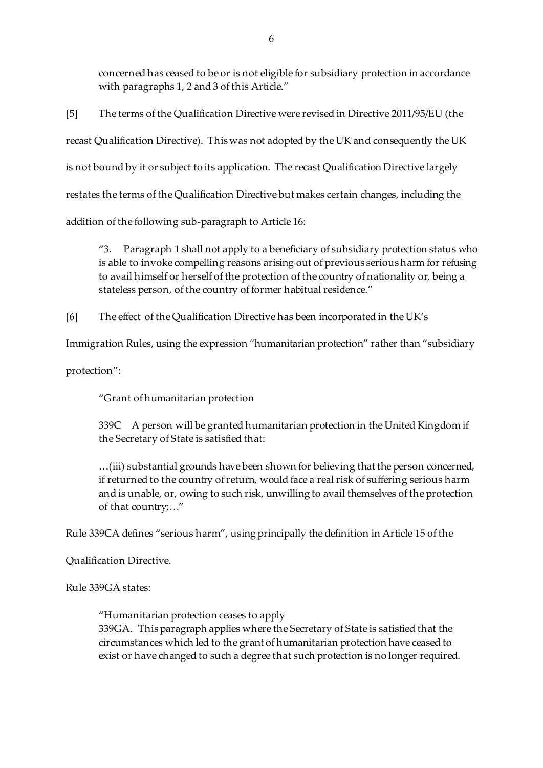> concerned has ceased to be or is not eligible for subsidiary protection in accordance with paragraphs 1, 2 and 3 of this Article."

[5] The terms of the Qualification Directive were revised in Directive 2011/95/EU (the recast Qualification Directive). This was not adopted by the UK and consequently the UK is not bound by it or subject to its application. The recast Qualification Directive largely restates the terms of the Qualification Directive but makes certain changes, including the addition of the following sub-paragraph to Article 16:

> "3. Paragraph 1 shall not apply to a beneficiary of subsidiary protection status who is able to invoke compelling reasons arising out of previous serious harm for refusing to avail himself or herself of the protection of the country of nationality or, being a stateless person, of the country of former habitual residence."

[6] The effect of the Qualification Directive has been incorporated in the UK's Immigration Rules, using the expression "humanitarian protection" rather than "subsidiary protection":

> "Grant of humanitarian protection
>
> 339C A person will be granted humanitarian protection in the United Kingdom if the Secretary of State is satisfied that:
>
> …(iii) substantial grounds have been shown for believing that the person concerned, if returned to the country of return, would face a real risk of suffering serious harm and is unable, or, owing to such risk, unwilling to avail themselves of the protection of that country;…"

Rule 339CA defines "serious harm", using principally the definition in Article 15 of the Qualification Directive.

Rule 339GA states:

> "Humanitarian protection ceases to apply
> 339GA. This paragraph applies where the Secretary of State is satisfied that the circumstances which led to the grant of humanitarian protection have ceased to exist or have changed to such a degree that such protection is no longer required.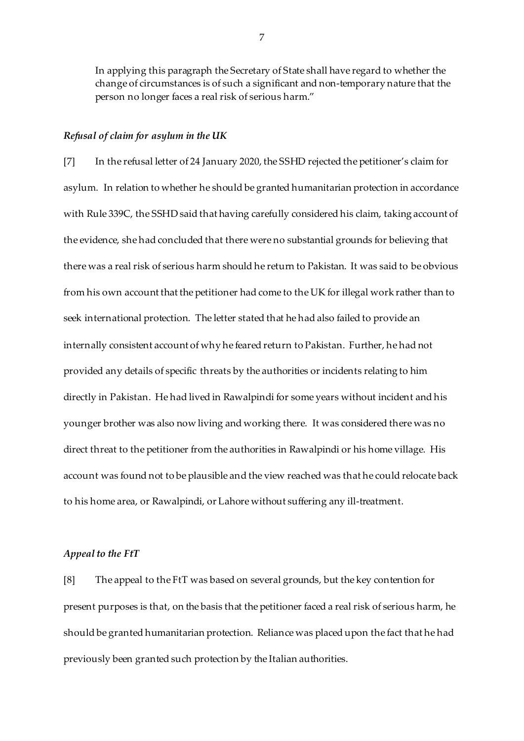In applying this paragraph the Secretary of State shall have regard to whether the change of circumstances is of such a significant and non-temporary nature that the person no longer faces a real risk of serious harm."

### *Refusal of claim for asylum in the UK*

[7] In the refusal letter of 24 January 2020, the SSHD rejected the petitioner's claim for asylum. In relation to whether he should be granted humanitarian protection in accordance with Rule 339C, the SSHD said that having carefully considered his claim, taking account of the evidence, she had concluded that there were no substantial grounds for believing that there was a real risk of serious harm should he return to Pakistan. It was said to be obvious from his own account that the petitioner had come to the UK for illegal work rather than to seek international protection. The letter stated that he had also failed to provide an internally consistent account of why he feared return to Pakistan. Further, he had not provided any details of specific threats by the authorities or incidents relating to him directly in Pakistan. He had lived in Rawalpindi for some years without incident and his younger brother was also now living and working there. It was considered there was no direct threat to the petitioner from the authorities in Rawalpindi or his home village. His account was found not to be plausible and the view reached was that he could relocate back to his home area, or Rawalpindi, or Lahore without suffering any ill-treatment.

### *Appeal to the FtT*

[8] The appeal to the FtT was based on several grounds, but the key contention for present purposes is that, on the basis that the petitioner faced a real risk of serious harm, he should be granted humanitarian protection. Reliance was placed upon the fact that he had previously been granted such protection by the Italian authorities.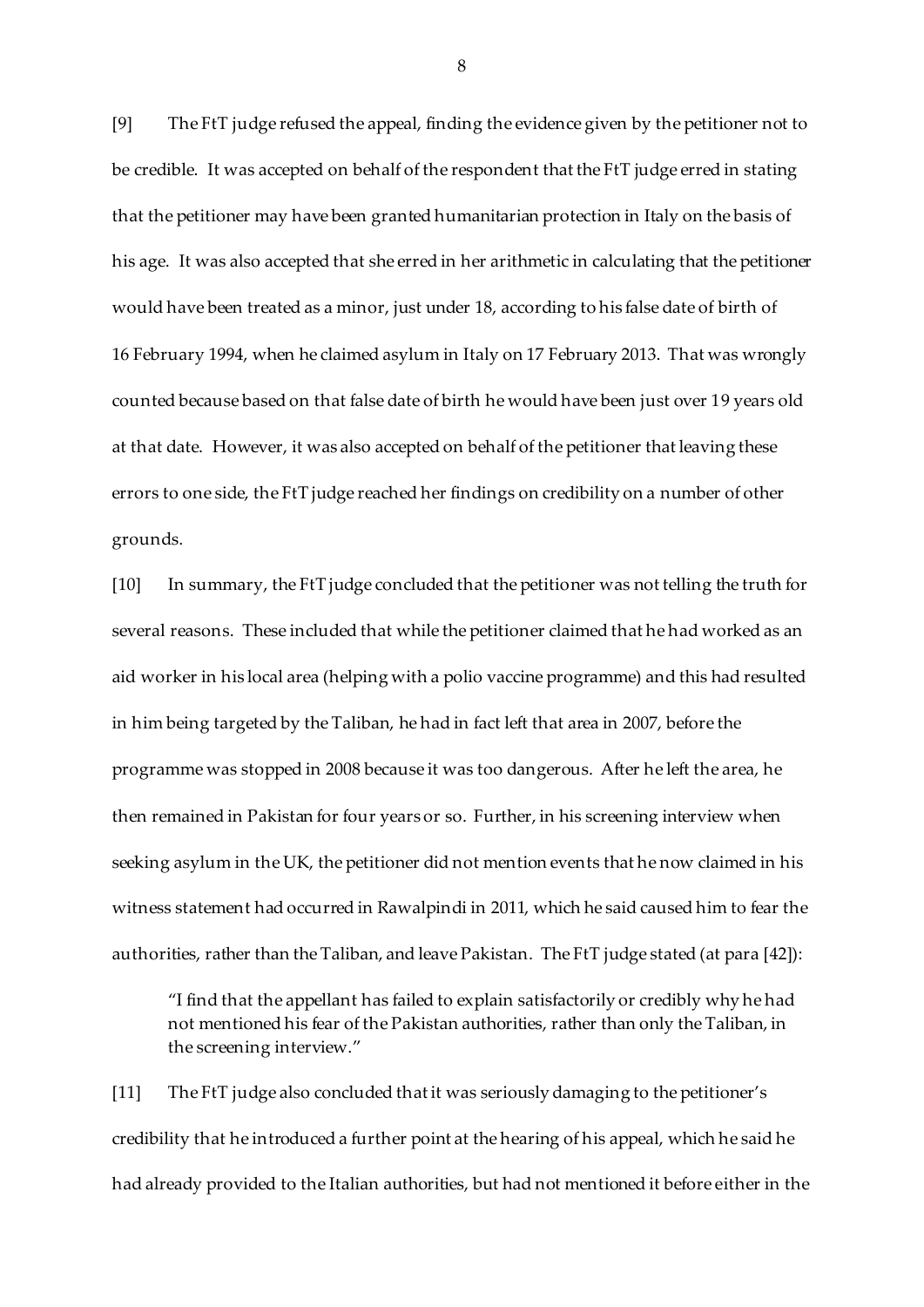[9] The FtT judge refused the appeal, finding the evidence given by the petitioner not to be credible. It was accepted on behalf of the respondent that the FtT judge erred in stating that the petitioner may have been granted humanitarian protection in Italy on the basis of his age. It was also accepted that she erred in her arithmetic in calculating that the petitioner would have been treated as a minor, just under 18, according to his false date of birth of 16 February 1994, when he claimed asylum in Italy on 17 February 2013. That was wrongly counted because based on that false date of birth he would have been just over 19 years old at that date. However, it was also accepted on behalf of the petitioner that leaving these errors to one side, the FtT judge reached her findings on credibility on a number of other grounds.

[10] In summary, the FtT judge concluded that the petitioner was not telling the truth for several reasons. These included that while the petitioner claimed that he had worked as an aid worker in his local area (helping with a polio vaccine programme) and this had resulted in him being targeted by the Taliban, he had in fact left that area in 2007, before the programme was stopped in 2008 because it was too dangerous. After he left the area, he then remained in Pakistan for four years or so. Further, in his screening interview when seeking asylum in the UK, the petitioner did not mention events that he now claimed in his witness statement had occurred in Rawalpindi in 2011, which he said caused him to fear the authorities, rather than the Taliban, and leave Pakistan. The FtT judge stated (at para [42]):

> "I find that the appellant has failed to explain satisfactorily or credibly why he had not mentioned his fear of the Pakistan authorities, rather than only the Taliban, in the screening interview."

[11] The FtT judge also concluded that it was seriously damaging to the petitioner's credibility that he introduced a further point at the hearing of his appeal, which he said he had already provided to the Italian authorities, but had not mentioned it before either in the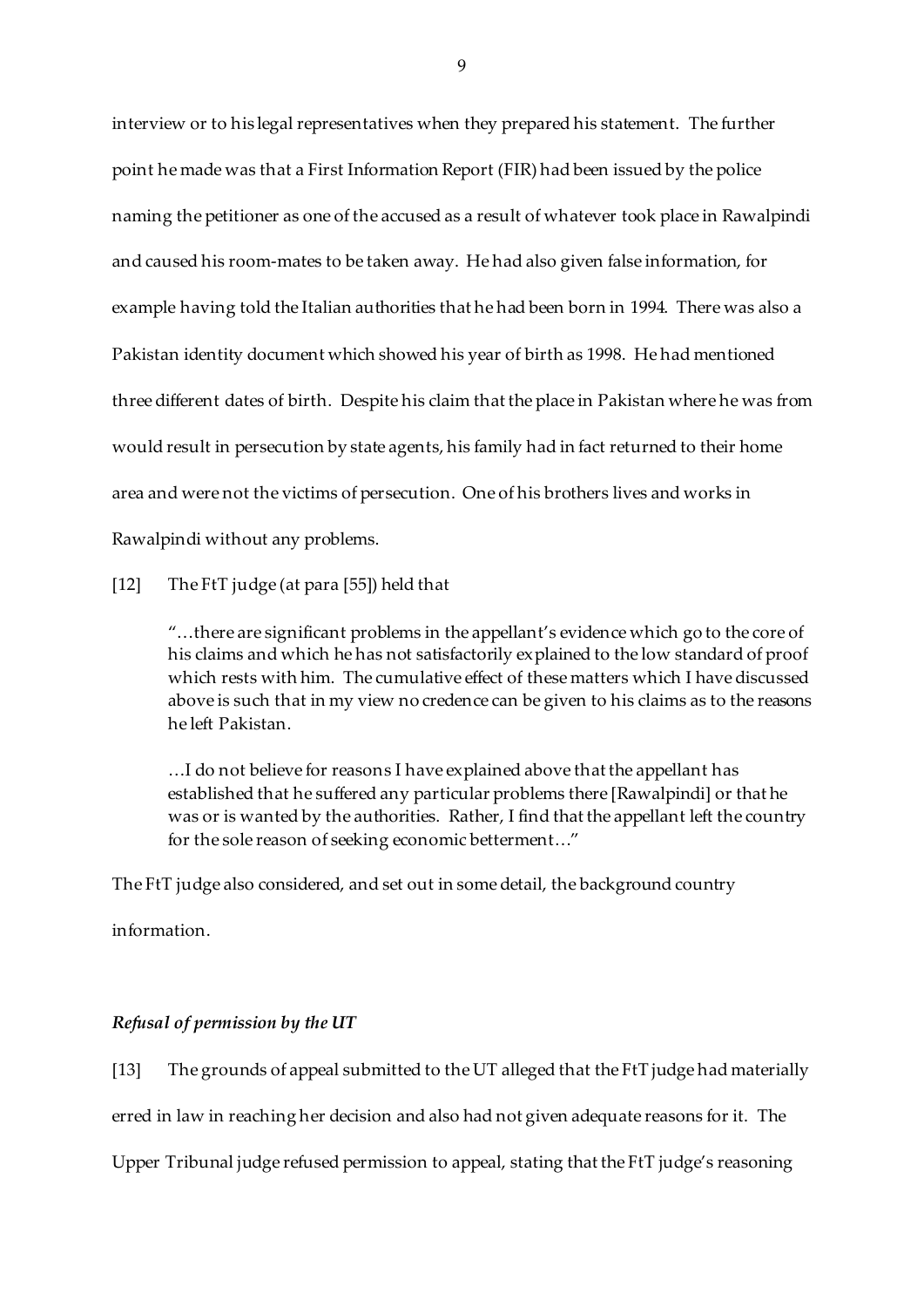interview or to his legal representatives when they prepared his statement. The further point he made was that a First Information Report (FIR) had been issued by the police naming the petitioner as one of the accused as a result of whatever took place in Rawalpindi and caused his room-mates to be taken away. He had also given false information, for example having told the Italian authorities that he had been born in 1994. There was also a Pakistan identity document which showed his year of birth as 1998. He had mentioned three different dates of birth. Despite his claim that the place in Pakistan where he was from would result in persecution by state agents, his family had in fact returned to their home area and were not the victims of persecution. One of his brothers lives and works in Rawalpindi without any problems.

[12] The FtT judge (at para [55]) held that

> "…there are significant problems in the appellant's evidence which go to the core of his claims and which he has not satisfactorily explained to the low standard of proof which rests with him. The cumulative effect of these matters which I have discussed above is such that in my view no credence can be given to his claims as to the reasons he left Pakistan.
>
> …I do not believe for reasons I have explained above that the appellant has established that he suffered any particular problems there [Rawalpindi] or that he was or is wanted by the authorities. Rather, I find that the appellant left the country for the sole reason of seeking economic betterment…"

The FtT judge also considered, and set out in some detail, the background country information.

***Refusal of permission by the UT***

[13] The grounds of appeal submitted to the UT alleged that the FtT judge had materially erred in law in reaching her decision and also had not given adequate reasons for it. The Upper Tribunal judge refused permission to appeal, stating that the FtT judge's reasoning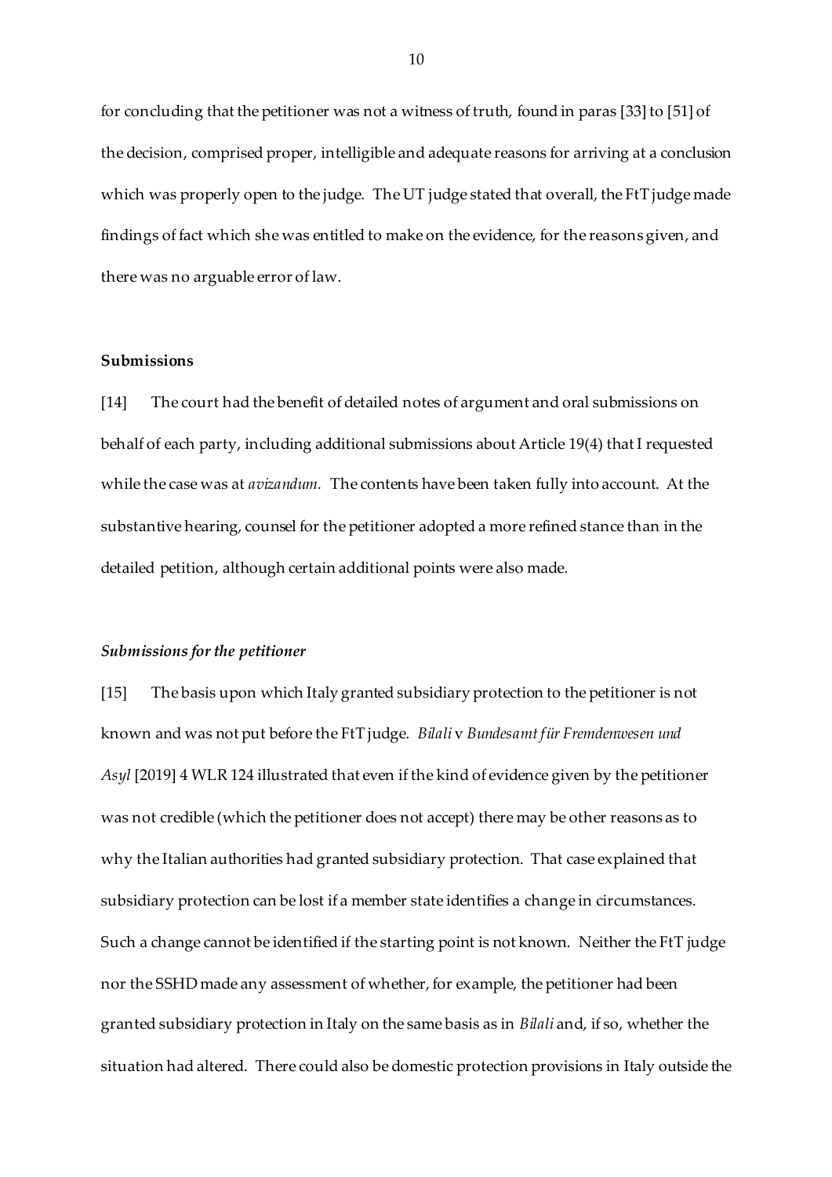for concluding that the petitioner was not a witness of truth, found in paras [33] to [51] of the decision, comprised proper, intelligible and adequate reasons for arriving at a conclusion which was properly open to the judge. The UT judge stated that overall, the FtT judge made findings of fact which she was entitled to make on the evidence, for the reasons given, and there was no arguable error of law.

**Submissions**

[14] The court had the benefit of detailed notes of argument and oral submissions on behalf of each party, including additional submissions about Article 19(4) that I requested while the case was at *avizandum.* The contents have been taken fully into account. At the substantive hearing, counsel for the petitioner adopted a more refined stance than in the detailed petition, although certain additional points were also made.

***Submissions for the petitioner***

[15] The basis upon which Italy granted subsidiary protection to the petitioner is not known and was not put before the FtT judge. *Bilali* v *Bundesamt für Fremdenwesen und Asyl* [2019] 4 WLR 124 illustrated that even if the kind of evidence given by the petitioner was not credible (which the petitioner does not accept) there may be other reasons as to why the Italian authorities had granted subsidiary protection. That case explained that subsidiary protection can be lost if a member state identifies a change in circumstances. Such a change cannot be identified if the starting point is not known. Neither the FtT judge nor the SSHD made any assessment of whether, for example, the petitioner had been granted subsidiary protection in Italy on the same basis as in *Bilali* and, if so, whether the situation had altered. There could also be domestic protection provisions in Italy outside the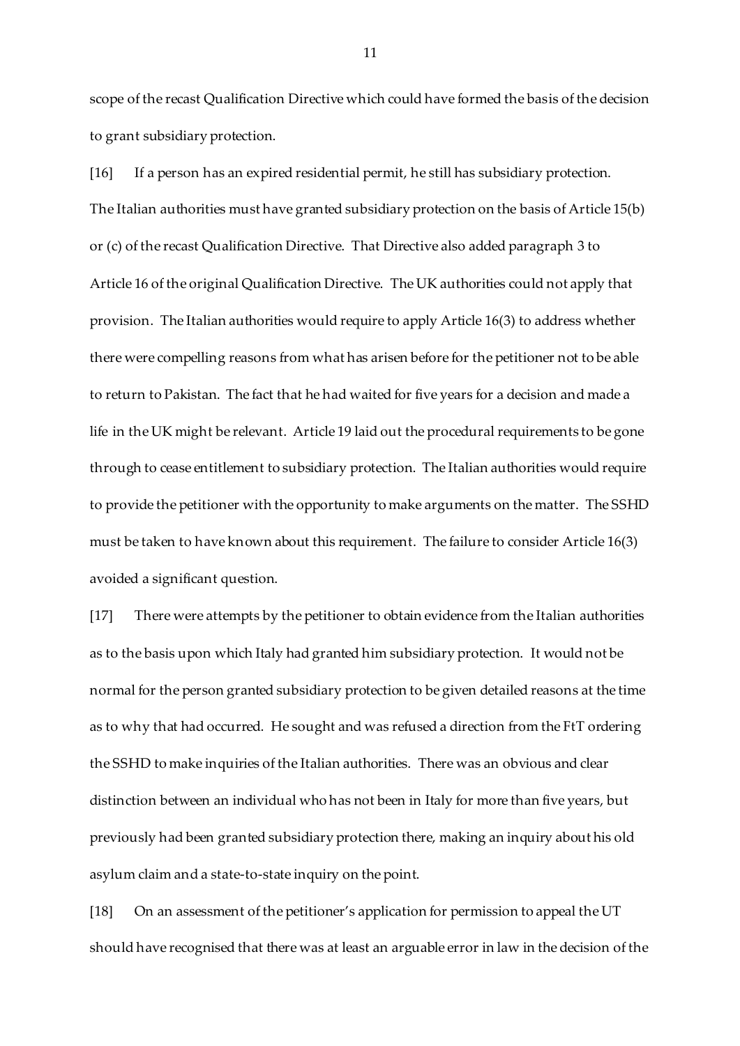scope of the recast Qualification Directive which could have formed the basis of the decision to grant subsidiary protection.

[16] If a person has an expired residential permit, he still has subsidiary protection. The Italian authorities must have granted subsidiary protection on the basis of Article 15(b) or (c) of the recast Qualification Directive. That Directive also added paragraph 3 to Article 16 of the original Qualification Directive. The UK authorities could not apply that provision. The Italian authorities would require to apply Article 16(3) to address whether there were compelling reasons from what has arisen before for the petitioner not to be able to return to Pakistan. The fact that he had waited for five years for a decision and made a life in the UK might be relevant. Article 19 laid out the procedural requirements to be gone through to cease entitlement to subsidiary protection. The Italian authorities would require to provide the petitioner with the opportunity to make arguments on the matter. The SSHD must be taken to have known about this requirement. The failure to consider Article 16(3) avoided a significant question.

[17] There were attempts by the petitioner to obtain evidence from the Italian authorities as to the basis upon which Italy had granted him subsidiary protection. It would not be normal for the person granted subsidiary protection to be given detailed reasons at the time as to why that had occurred. He sought and was refused a direction from the FtT ordering the SSHD to make inquiries of the Italian authorities. There was an obvious and clear distinction between an individual who has not been in Italy for more than five years, but previously had been granted subsidiary protection there, making an inquiry about his old asylum claim and a state-to-state inquiry on the point.

[18] On an assessment of the petitioner's application for permission to appeal the UT should have recognised that there was at least an arguable error in law in the decision of the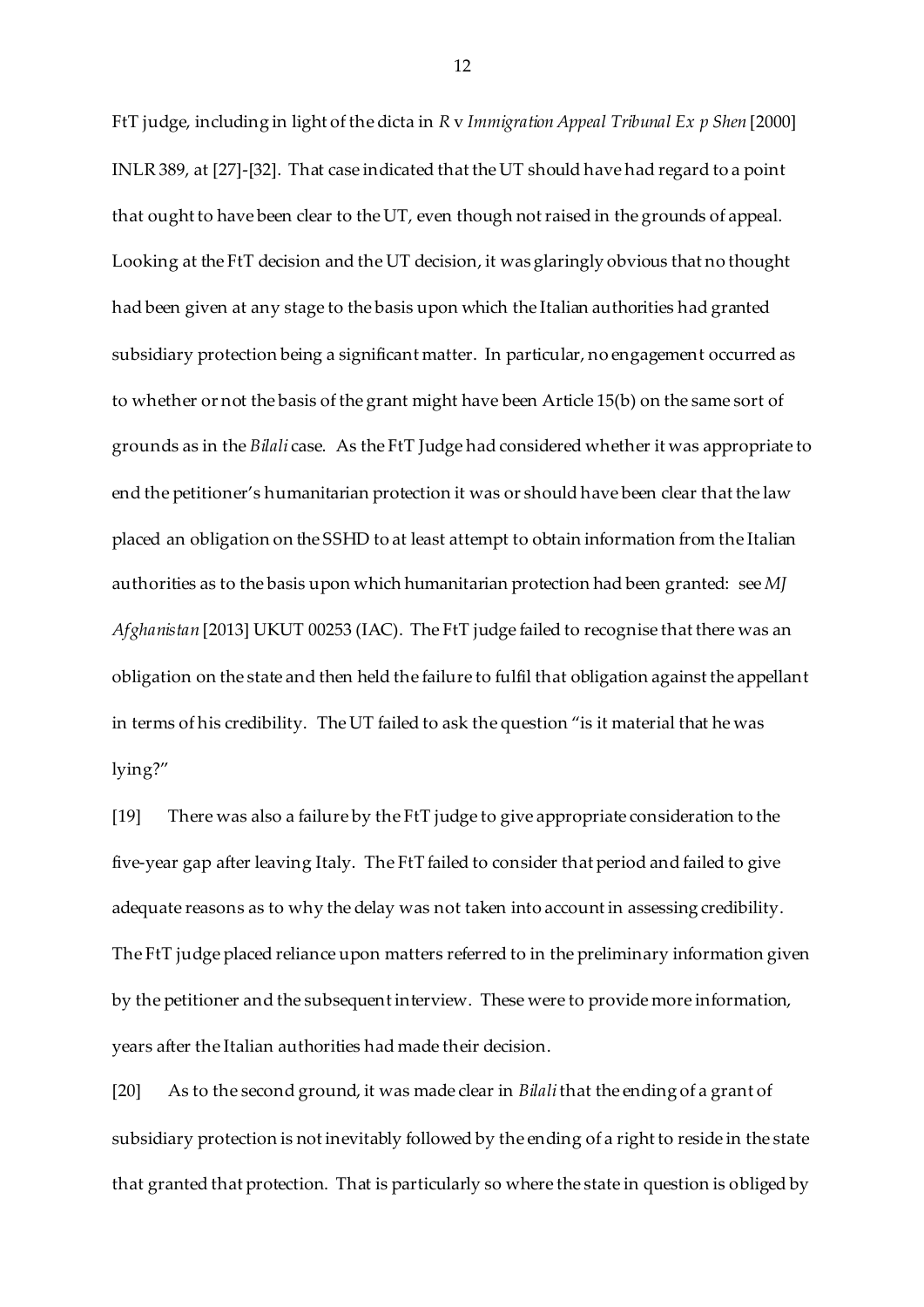FtT judge, including in light of the dicta in *R* v *Immigration Appeal Tribunal Ex p Shen* [2000] INLR 389, at [27]-[32]. That case indicated that the UT should have had regard to a point that ought to have been clear to the UT, even though not raised in the grounds of appeal. Looking at the FtT decision and the UT decision, it was glaringly obvious that no thought had been given at any stage to the basis upon which the Italian authorities had granted subsidiary protection being a significant matter. In particular, no engagement occurred as to whether or not the basis of the grant might have been Article 15(b) on the same sort of grounds as in the *Bilali* case. As the FtT Judge had considered whether it was appropriate to end the petitioner's humanitarian protection it was or should have been clear that the law placed an obligation on the SSHD to at least attempt to obtain information from the Italian authorities as to the basis upon which humanitarian protection had been granted: see *MJ Afghanistan* [2013] UKUT 00253 (IAC). The FtT judge failed to recognise that there was an obligation on the state and then held the failure to fulfil that obligation against the appellant in terms of his credibility. The UT failed to ask the question "is it material that he was lying?"

[19] There was also a failure by the FtT judge to give appropriate consideration to the five-year gap after leaving Italy. The FtT failed to consider that period and failed to give adequate reasons as to why the delay was not taken into account in assessing credibility. The FtT judge placed reliance upon matters referred to in the preliminary information given by the petitioner and the subsequent interview. These were to provide more information, years after the Italian authorities had made their decision.

[20] As to the second ground, it was made clear in *Bilali* that the ending of a grant of subsidiary protection is not inevitably followed by the ending of a right to reside in the state that granted that protection. That is particularly so where the state in question is obliged by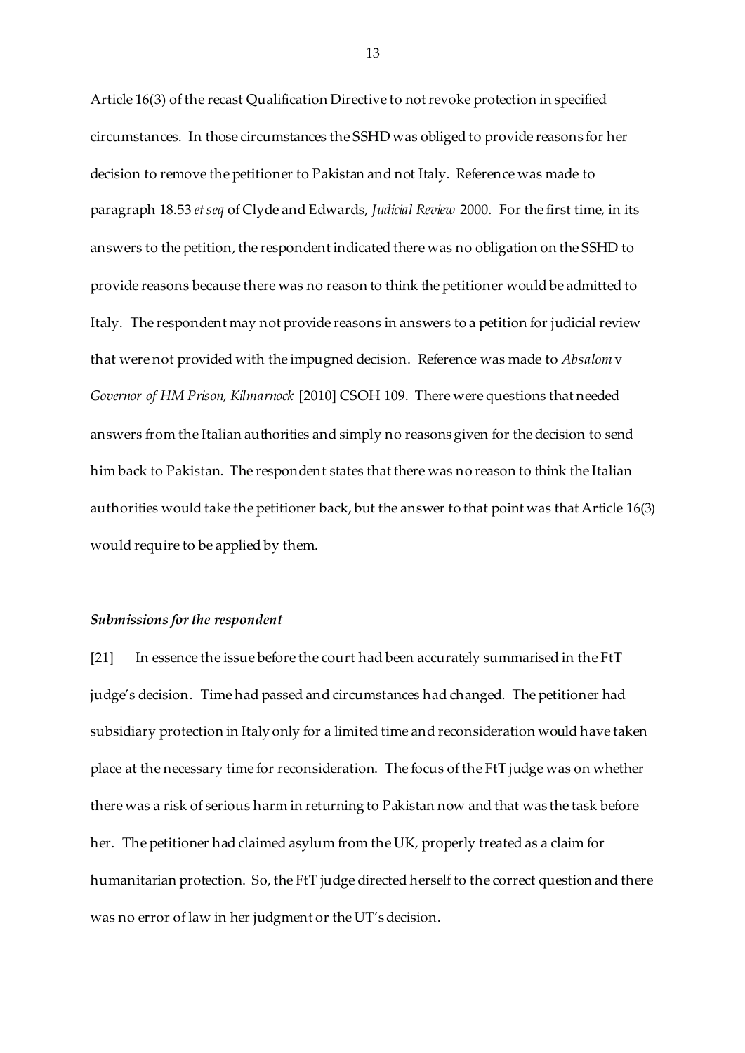Article 16(3) of the recast Qualification Directive to not revoke protection in specified circumstances. In those circumstances the SSHD was obliged to provide reasons for her decision to remove the petitioner to Pakistan and not Italy. Reference was made to paragraph 18.53 *et seq* of Clyde and Edwards, *Judicial Review* 2000. For the first time, in its answers to the petition, the respondent indicated there was no obligation on the SSHD to provide reasons because there was no reason to think the petitioner would be admitted to Italy. The respondent may not provide reasons in answers to a petition for judicial review that were not provided with the impugned decision. Reference was made to *Absalom* v *Governor of HM Prison, Kilmarnock* [2010] CSOH 109. There were questions that needed answers from the Italian authorities and simply no reasons given for the decision to send him back to Pakistan. The respondent states that there was no reason to think the Italian authorities would take the petitioner back, but the answer to that point was that Article 16(3) would require to be applied by them.

### *Submissions for the respondent*

[21] In essence the issue before the court had been accurately summarised in the FtT judge's decision. Time had passed and circumstances had changed. The petitioner had subsidiary protection in Italy only for a limited time and reconsideration would have taken place at the necessary time for reconsideration. The focus of the FtT judge was on whether there was a risk of serious harm in returning to Pakistan now and that was the task before her. The petitioner had claimed asylum from the UK, properly treated as a claim for humanitarian protection. So, the FtT judge directed herself to the correct question and there was no error of law in her judgment or the UT's decision.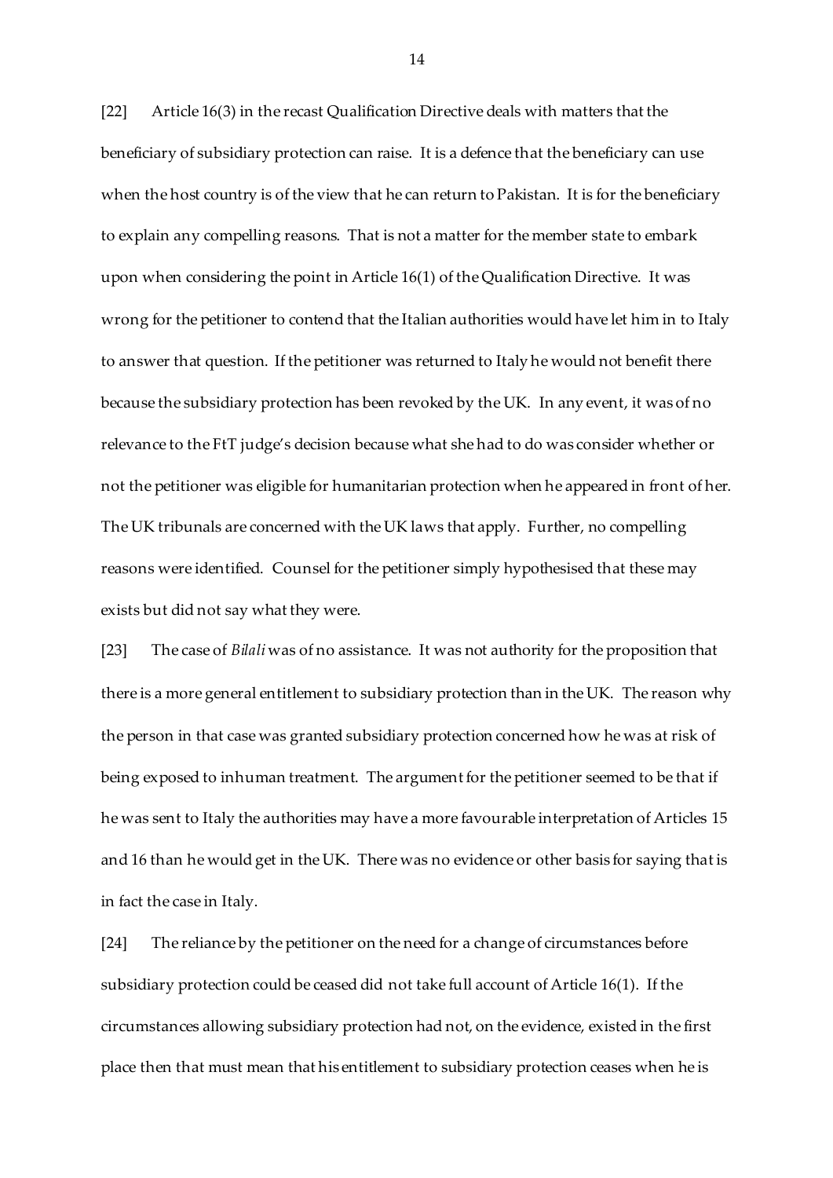[22] Article 16(3) in the recast Qualification Directive deals with matters that the beneficiary of subsidiary protection can raise. It is a defence that the beneficiary can use when the host country is of the view that he can return to Pakistan. It is for the beneficiary to explain any compelling reasons. That is not a matter for the member state to embark upon when considering the point in Article 16(1) of the Qualification Directive. It was wrong for the petitioner to contend that the Italian authorities would have let him in to Italy to answer that question. If the petitioner was returned to Italy he would not benefit there because the subsidiary protection has been revoked by the UK. In any event, it was of no relevance to the FtT judge's decision because what she had to do was consider whether or not the petitioner was eligible for humanitarian protection when he appeared in front of her. The UK tribunals are concerned with the UK laws that apply. Further, no compelling reasons were identified. Counsel for the petitioner simply hypothesised that these may exists but did not say what they were.

[23] The case of *Bilali* was of no assistance. It was not authority for the proposition that there is a more general entitlement to subsidiary protection than in the UK. The reason why the person in that case was granted subsidiary protection concerned how he was at risk of being exposed to inhuman treatment. The argument for the petitioner seemed to be that if he was sent to Italy the authorities may have a more favourable interpretation of Articles 15 and 16 than he would get in the UK. There was no evidence or other basis for saying that is in fact the case in Italy.

[24] The reliance by the petitioner on the need for a change of circumstances before subsidiary protection could be ceased did not take full account of Article 16(1). If the circumstances allowing subsidiary protection had not, on the evidence, existed in the first place then that must mean that his entitlement to subsidiary protection ceases when he is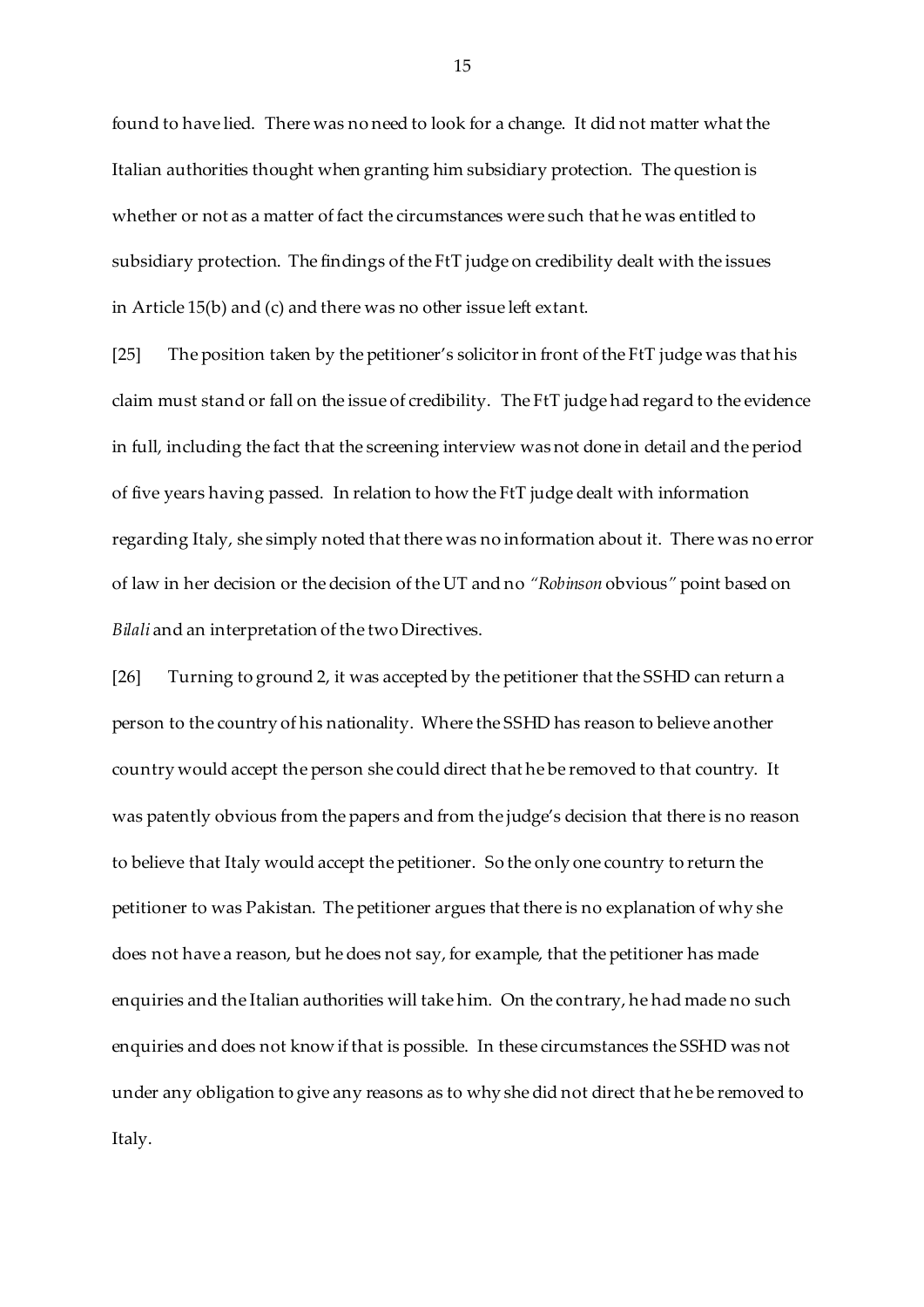found to have lied. There was no need to look for a change. It did not matter what the Italian authorities thought when granting him subsidiary protection. The question is whether or not as a matter of fact the circumstances were such that he was entitled to subsidiary protection. The findings of the FtT judge on credibility dealt with the issues in Article 15(b) and (c) and there was no other issue left extant.

[25] The position taken by the petitioner's solicitor in front of the FtT judge was that his claim must stand or fall on the issue of credibility. The FtT judge had regard to the evidence in full, including the fact that the screening interview was not done in detail and the period of five years having passed. In relation to how the FtT judge dealt with information regarding Italy, she simply noted that there was no information about it. There was no error of law in her decision or the decision of the UT and no *"Robinson* obvious*"* point based on *Bilali* and an interpretation of the two Directives.

[26] Turning to ground 2, it was accepted by the petitioner that the SSHD can return a person to the country of his nationality. Where the SSHD has reason to believe another country would accept the person she could direct that he be removed to that country. It was patently obvious from the papers and from the judge's decision that there is no reason to believe that Italy would accept the petitioner. So the only one country to return the petitioner to was Pakistan. The petitioner argues that there is no explanation of why she does not have a reason, but he does not say, for example, that the petitioner has made enquiries and the Italian authorities will take him. On the contrary, he had made no such enquiries and does not know if that is possible. In these circumstances the SSHD was not under any obligation to give any reasons as to why she did not direct that he be removed to Italy.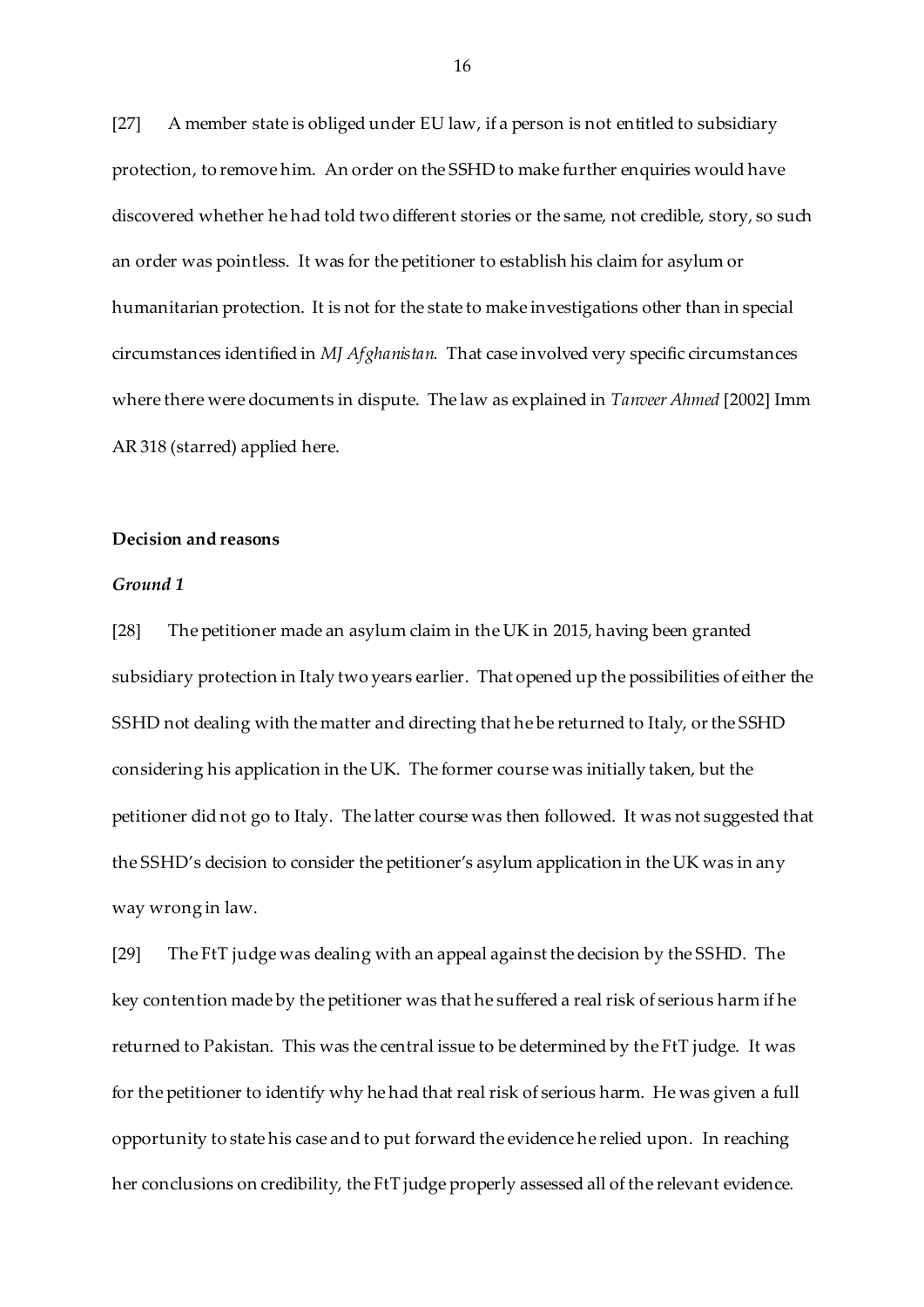[27] A member state is obliged under EU law, if a person is not entitled to subsidiary protection, to remove him. An order on the SSHD to make further enquiries would have discovered whether he had told two different stories or the same, not credible, story, so such an order was pointless. It was for the petitioner to establish his claim for asylum or humanitarian protection. It is not for the state to make investigations other than in special circumstances identified in *MJ Afghanistan.* That case involved very specific circumstances where there were documents in dispute. The law as explained in *Tanveer Ahmed* [2002] Imm AR 318 (starred) applied here.

**Decision and reasons**

***Ground 1***

[28] The petitioner made an asylum claim in the UK in 2015, having been granted subsidiary protection in Italy two years earlier. That opened up the possibilities of either the SSHD not dealing with the matter and directing that he be returned to Italy, or the SSHD considering his application in the UK. The former course was initially taken, but the petitioner did not go to Italy. The latter course was then followed. It was not suggested that the SSHD's decision to consider the petitioner's asylum application in the UK was in any way wrong in law.

[29] The FtT judge was dealing with an appeal against the decision by the SSHD. The key contention made by the petitioner was that he suffered a real risk of serious harm if he returned to Pakistan. This was the central issue to be determined by the FtT judge. It was for the petitioner to identify why he had that real risk of serious harm. He was given a full opportunity to state his case and to put forward the evidence he relied upon. In reaching her conclusions on credibility, the FtT judge properly assessed all of the relevant evidence.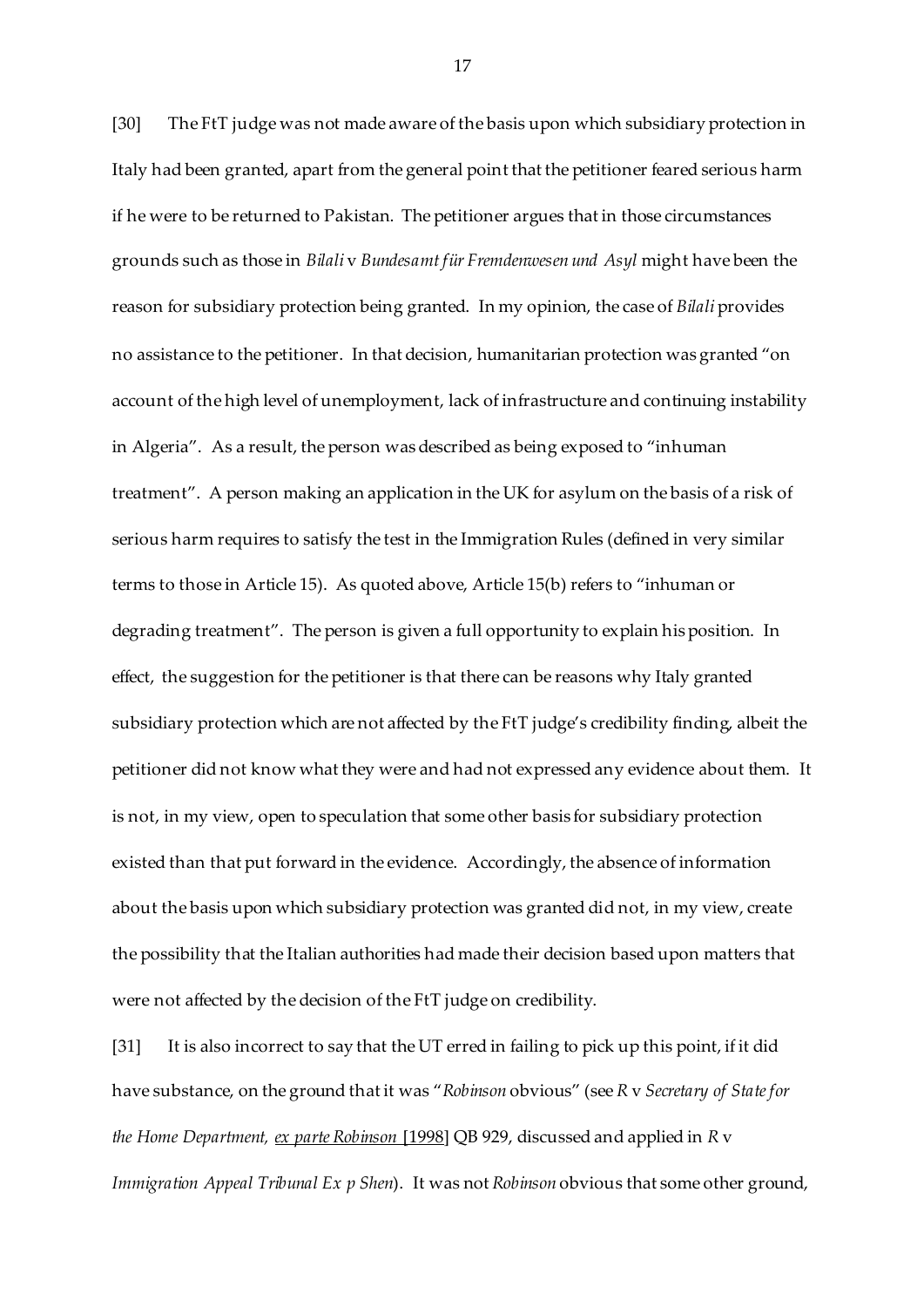[30] The FtT judge was not made aware of the basis upon which subsidiary protection in Italy had been granted, apart from the general point that the petitioner feared serious harm if he were to be returned to Pakistan. The petitioner argues that in those circumstances grounds such as those in *Bilali* v *Bundesamt für Fremdenwesen und Asyl* might have been the reason for subsidiary protection being granted. In my opinion, the case of *Bilali* provides no assistance to the petitioner. In that decision, humanitarian protection was granted "on account of the high level of unemployment, lack of infrastructure and continuing instability in Algeria". As a result, the person was described as being exposed to "inhuman treatment". A person making an application in the UK for asylum on the basis of a risk of serious harm requires to satisfy the test in the Immigration Rules (defined in very similar terms to those in Article 15). As quoted above, Article 15(b) refers to "inhuman or degrading treatment". The person is given a full opportunity to explain his position. In effect, the suggestion for the petitioner is that there can be reasons why Italy granted subsidiary protection which are not affected by the FtT judge's credibility finding, albeit the petitioner did not know what they were and had not expressed any evidence about them. It is not, in my view, open to speculation that some other basis for subsidiary protection existed than that put forward in the evidence. Accordingly, the absence of information about the basis upon which subsidiary protection was granted did not, in my view, create the possibility that the Italian authorities had made their decision based upon matters that were not affected by the decision of the FtT judge on credibility.

[31] It is also incorrect to say that the UT erred in failing to pick up this point, if it did have substance, on the ground that it was "*Robinson* obvious" (see *R* v *Secretary of State for the Home Department, ex parte Robinson* [1998] QB 929, discussed and applied in *R* v *Immigration Appeal Tribunal Ex p Shen*). It was not *Robinson* obvious that some other ground,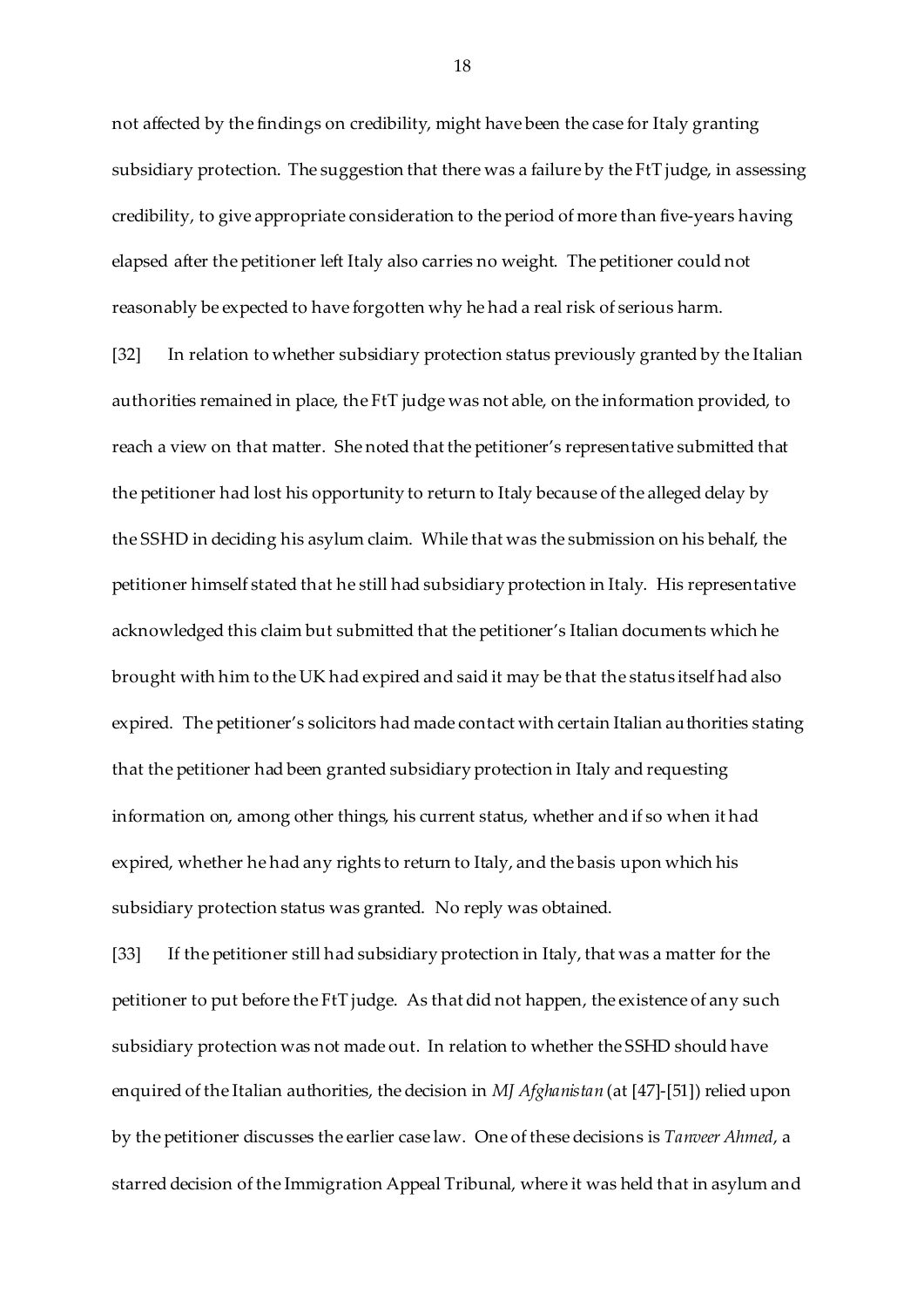not affected by the findings on credibility, might have been the case for Italy granting subsidiary protection. The suggestion that there was a failure by the FtT judge, in assessing credibility, to give appropriate consideration to the period of more than five-years having elapsed after the petitioner left Italy also carries no weight. The petitioner could not reasonably be expected to have forgotten why he had a real risk of serious harm.

[32] In relation to whether subsidiary protection status previously granted by the Italian authorities remained in place, the FtT judge was not able, on the information provided, to reach a view on that matter. She noted that the petitioner's representative submitted that the petitioner had lost his opportunity to return to Italy because of the alleged delay by the SSHD in deciding his asylum claim. While that was the submission on his behalf, the petitioner himself stated that he still had subsidiary protection in Italy. His representative acknowledged this claim but submitted that the petitioner's Italian documents which he brought with him to the UK had expired and said it may be that the status itself had also expired. The petitioner's solicitors had made contact with certain Italian authorities stating that the petitioner had been granted subsidiary protection in Italy and requesting information on, among other things, his current status, whether and if so when it had expired, whether he had any rights to return to Italy, and the basis upon which his subsidiary protection status was granted. No reply was obtained.

[33] If the petitioner still had subsidiary protection in Italy, that was a matter for the petitioner to put before the FtT judge. As that did not happen, the existence of any such subsidiary protection was not made out. In relation to whether the SSHD should have enquired of the Italian authorities, the decision in *MJ Afghanistan* (at [47]-[51]) relied upon by the petitioner discusses the earlier case law. One of these decisions is *Tanveer Ahmed*, a starred decision of the Immigration Appeal Tribunal, where it was held that in asylum and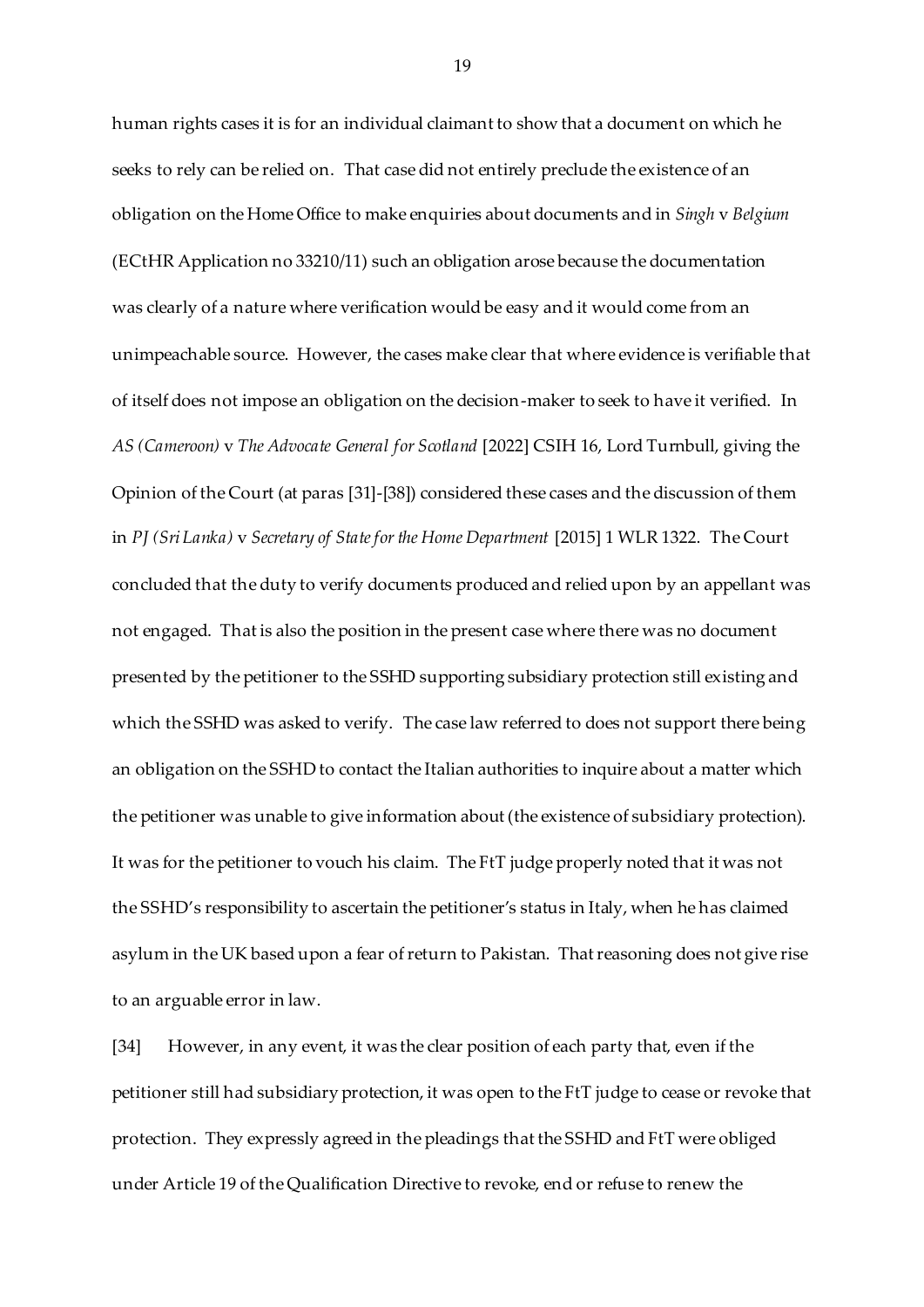human rights cases it is for an individual claimant to show that a document on which he seeks to rely can be relied on. That case did not entirely preclude the existence of an obligation on the Home Office to make enquiries about documents and in *Singh* v *Belgium* (ECtHR Application no 33210/11) such an obligation arose because the documentation was clearly of a nature where verification would be easy and it would come from an unimpeachable source. However, the cases make clear that where evidence is verifiable that of itself does not impose an obligation on the decision-maker to seek to have it verified. In *AS (Cameroon)* v *The Advocate General for Scotland* [2022] CSIH 16, Lord Turnbull, giving the Opinion of the Court (at paras [31]-[38]) considered these cases and the discussion of them in *PJ (Sri Lanka)* v *Secretary of State for the Home Department* [2015] 1 WLR 1322. The Court concluded that the duty to verify documents produced and relied upon by an appellant was not engaged. That is also the position in the present case where there was no document presented by the petitioner to the SSHD supporting subsidiary protection still existing and which the SSHD was asked to verify. The case law referred to does not support there being an obligation on the SSHD to contact the Italian authorities to inquire about a matter which the petitioner was unable to give information about (the existence of subsidiary protection). It was for the petitioner to vouch his claim. The FtT judge properly noted that it was not the SSHD's responsibility to ascertain the petitioner's status in Italy, when he has claimed asylum in the UK based upon a fear of return to Pakistan. That reasoning does not give rise to an arguable error in law.

[34] However, in any event, it was the clear position of each party that, even if the petitioner still had subsidiary protection, it was open to the FtT judge to cease or revoke that protection. They expressly agreed in the pleadings that the SSHD and FtT were obliged under Article 19 of the Qualification Directive to revoke, end or refuse to renew the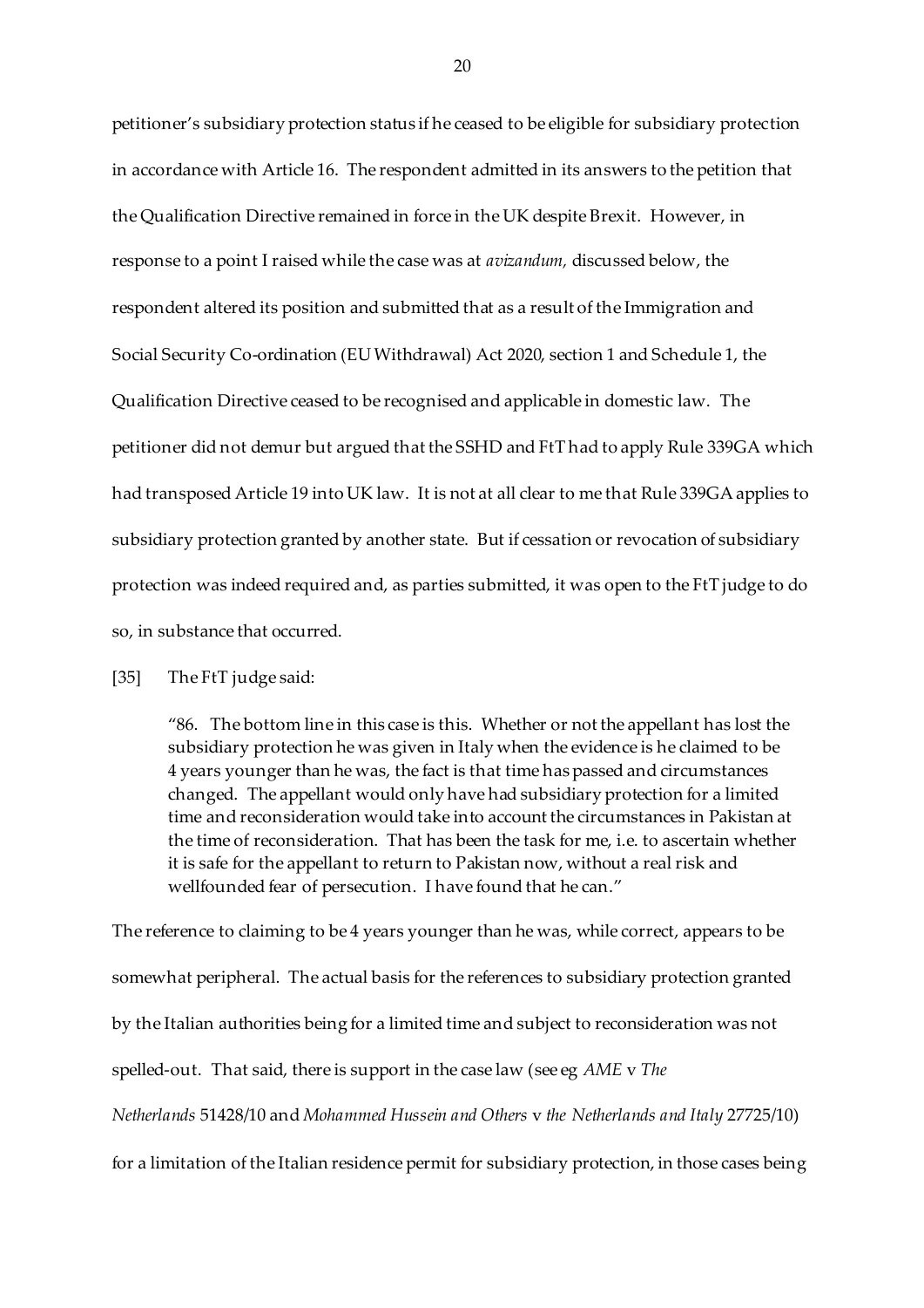petitioner's subsidiary protection status if he ceased to be eligible for subsidiary protection in accordance with Article 16. The respondent admitted in its answers to the petition that the Qualification Directive remained in force in the UK despite Brexit. However, in response to a point I raised while the case was at *avizandum,* discussed below, the respondent altered its position and submitted that as a result of the Immigration and Social Security Co-ordination (EU Withdrawal) Act 2020, section 1 and Schedule 1, the Qualification Directive ceased to be recognised and applicable in domestic law. The petitioner did not demur but argued that the SSHD and FtT had to apply Rule 339GA which had transposed Article 19 into UK law. It is not at all clear to me that Rule 339GA applies to subsidiary protection granted by another state. But if cessation or revocation of subsidiary protection was indeed required and, as parties submitted, it was open to the FtT judge to do so, in substance that occurred.

[35] The FtT judge said:

> "86. The bottom line in this case is this. Whether or not the appellant has lost the subsidiary protection he was given in Italy when the evidence is he claimed to be 4 years younger than he was, the fact is that time has passed and circumstances changed. The appellant would only have had subsidiary protection for a limited time and reconsideration would take into account the circumstances in Pakistan at the time of reconsideration. That has been the task for me, i.e. to ascertain whether it is safe for the appellant to return to Pakistan now, without a real risk and wellfounded fear of persecution. I have found that he can."

The reference to claiming to be 4 years younger than he was, while correct, appears to be somewhat peripheral. The actual basis for the references to subsidiary protection granted by the Italian authorities being for a limited time and subject to reconsideration was not spelled-out. That said, there is support in the case law (see eg *AME* v *The Netherlands* 51428/10 and *Mohammed Hussein and Others* v *the Netherlands and Italy* 27725/10) for a limitation of the Italian residence permit for subsidiary protection, in those cases being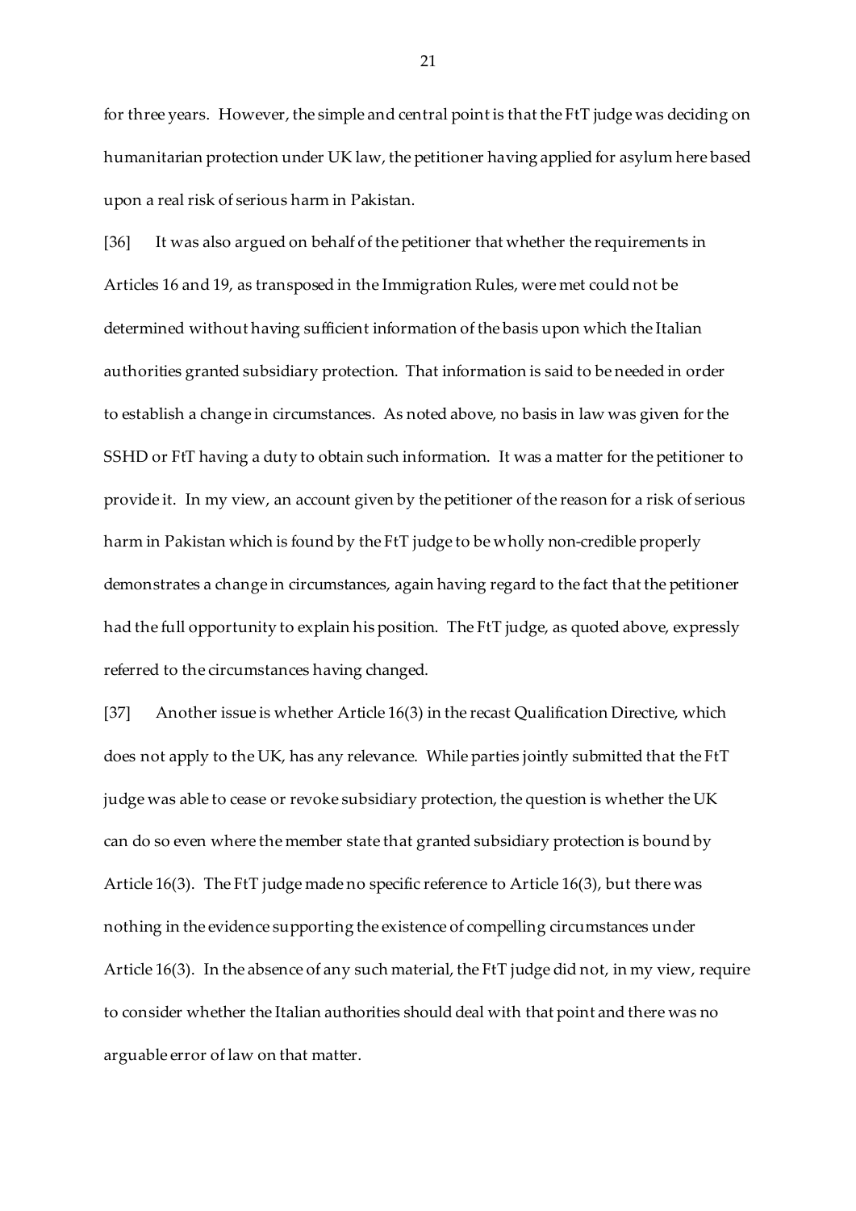for three years. However, the simple and central point is that the FtT judge was deciding on humanitarian protection under UK law, the petitioner having applied for asylum here based upon a real risk of serious harm in Pakistan.

[36] It was also argued on behalf of the petitioner that whether the requirements in Articles 16 and 19, as transposed in the Immigration Rules, were met could not be determined without having sufficient information of the basis upon which the Italian authorities granted subsidiary protection. That information is said to be needed in order to establish a change in circumstances. As noted above, no basis in law was given for the SSHD or FtT having a duty to obtain such information. It was a matter for the petitioner to provide it. In my view, an account given by the petitioner of the reason for a risk of serious harm in Pakistan which is found by the FtT judge to be wholly non-credible properly demonstrates a change in circumstances, again having regard to the fact that the petitioner had the full opportunity to explain his position. The FtT judge, as quoted above, expressly referred to the circumstances having changed.

[37] Another issue is whether Article 16(3) in the recast Qualification Directive, which does not apply to the UK, has any relevance. While parties jointly submitted that the FtT judge was able to cease or revoke subsidiary protection, the question is whether the UK can do so even where the member state that granted subsidiary protection is bound by Article 16(3). The FtT judge made no specific reference to Article 16(3), but there was nothing in the evidence supporting the existence of compelling circumstances under Article 16(3). In the absence of any such material, the FtT judge did not, in my view, require to consider whether the Italian authorities should deal with that point and there was no arguable error of law on that matter.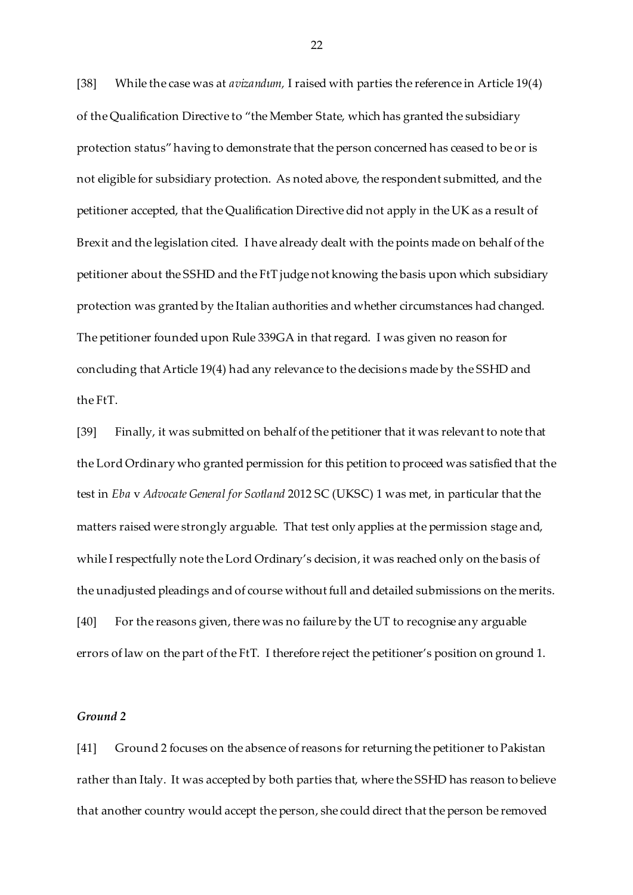[38] While the case was at *avizandum,* I raised with parties the reference in Article 19(4) of the Qualification Directive to "the Member State, which has granted the subsidiary protection status" having to demonstrate that the person concerned has ceased to be or is not eligible for subsidiary protection. As noted above, the respondent submitted, and the petitioner accepted, that the Qualification Directive did not apply in the UK as a result of Brexit and the legislation cited. I have already dealt with the points made on behalf of the petitioner about the SSHD and the FtT judge not knowing the basis upon which subsidiary protection was granted by the Italian authorities and whether circumstances had changed. The petitioner founded upon Rule 339GA in that regard. I was given no reason for concluding that Article 19(4) had any relevance to the decisions made by the SSHD and the FtT.

[39] Finally, it was submitted on behalf of the petitioner that it was relevant to note that the Lord Ordinary who granted permission for this petition to proceed was satisfied that the test in *Eba* v *Advocate General for Scotland* 2012 SC (UKSC) 1 was met, in particular that the matters raised were strongly arguable. That test only applies at the permission stage and, while I respectfully note the Lord Ordinary's decision, it was reached only on the basis of the unadjusted pleadings and of course without full and detailed submissions on the merits.

[40] For the reasons given, there was no failure by the UT to recognise any arguable errors of law on the part of the FtT. I therefore reject the petitioner's position on ground 1.

### *Ground 2*

[41] Ground 2 focuses on the absence of reasons for returning the petitioner to Pakistan rather than Italy. It was accepted by both parties that, where the SSHD has reason to believe that another country would accept the person, she could direct that the person be removed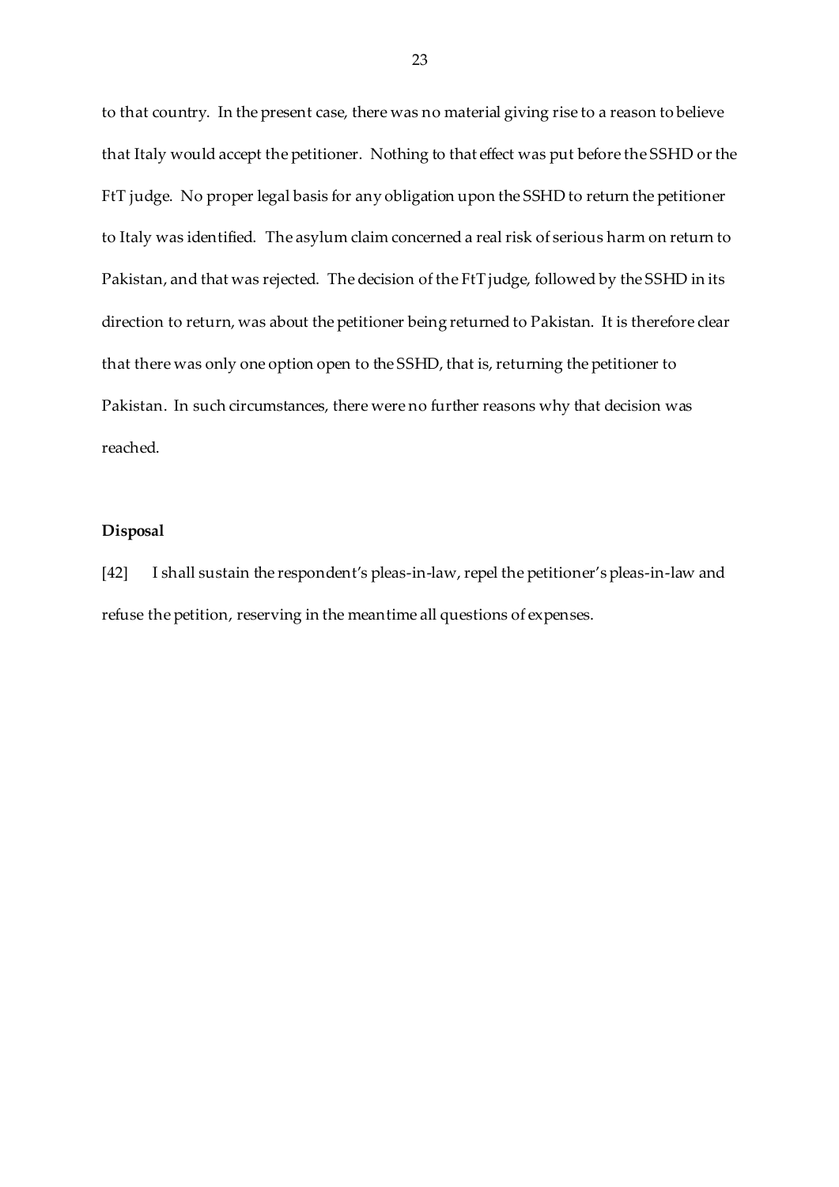to that country. In the present case, there was no material giving rise to a reason to believe that Italy would accept the petitioner. Nothing to that effect was put before the SSHD or the FtT judge. No proper legal basis for any obligation upon the SSHD to return the petitioner to Italy was identified. The asylum claim concerned a real risk of serious harm on return to Pakistan, and that was rejected. The decision of the FtT judge, followed by the SSHD in its direction to return, was about the petitioner being returned to Pakistan. It is therefore clear that there was only one option open to the SSHD, that is, returning the petitioner to Pakistan. In such circumstances, there were no further reasons why that decision was reached.

**Disposal**

[42] I shall sustain the respondent's pleas-in-law, repel the petitioner's pleas-in-law and refuse the petition, reserving in the meantime all questions of expenses.